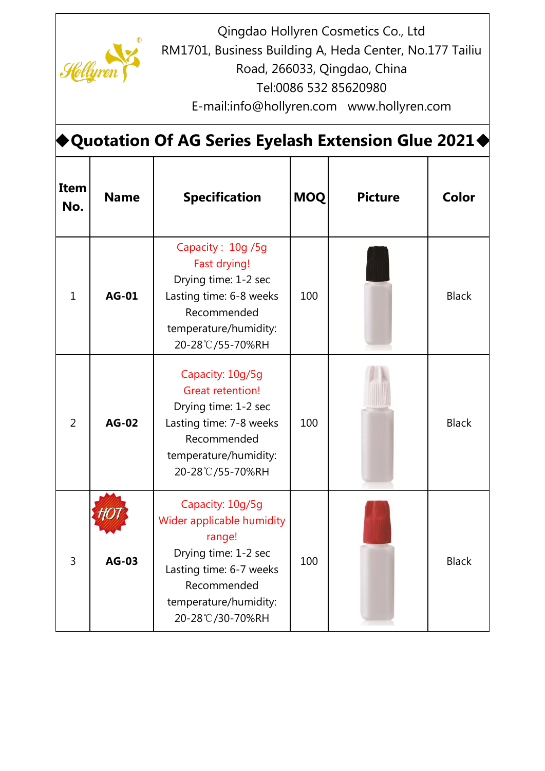Qingdao Hollyren Cosmetics Co., Ltd
RM1701, Business Building A, Heda Center, No.177 Tailiu Road, 266033, Qingdao, China
Tel:0086 532 85620980
E-mail:info@hollyren.com www.hollyren.com

# ◆Quotation Of AG Series Eyelash Extension Glue 2021◆

| Item No. | Name | Specification | MOQ | Picture | Color |
|---|---|---|---|---|---|
| 1 | **AG-01** | Capacity： 10g /5g<br>Fast drying!<br>Drying time: 1-2 sec<br>Lasting time: 6-8 weeks<br>Recommended temperature/humidity: 20-28℃/55-70%RH | 100 | | Black |
| 2 | **AG-02** | Capacity: 10g/5g<br>Great retention!<br>Drying time: 1-2 sec<br>Lasting time: 7-8 weeks<br>Recommended temperature/humidity: 20-28℃/55-70%RH | 100 | | Black |
| 3 | HOT<br>**AG-03** | Capacity: 10g/5g<br>Wider applicable humidity range!<br>Drying time: 1-2 sec<br>Lasting time: 6-7 weeks<br>Recommended temperature/humidity: 20-28℃/30-70%RH | 100 | | Black |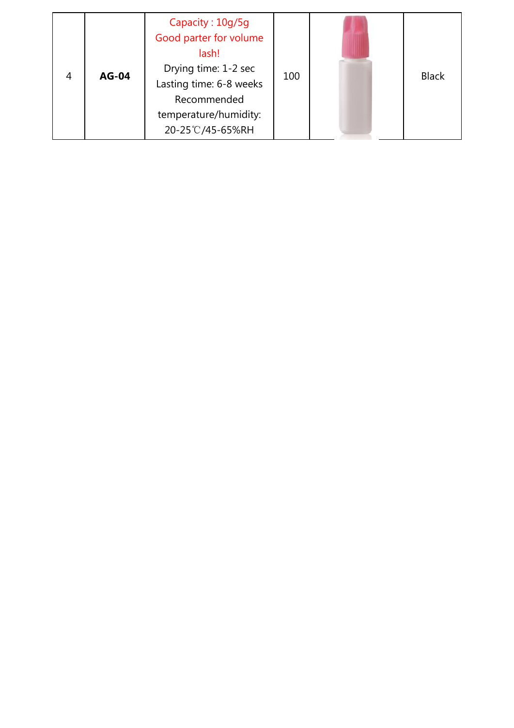| 4 | **AG-04** | Capacity : 10g/5g<br>Good parter for volume lash!<br>Drying time: 1-2 sec<br>Lasting time: 6-8 weeks<br>Recommended temperature/humidity: 20-25℃/45-65%RH | 100 | | Black |
|---|---|---|---|---|---|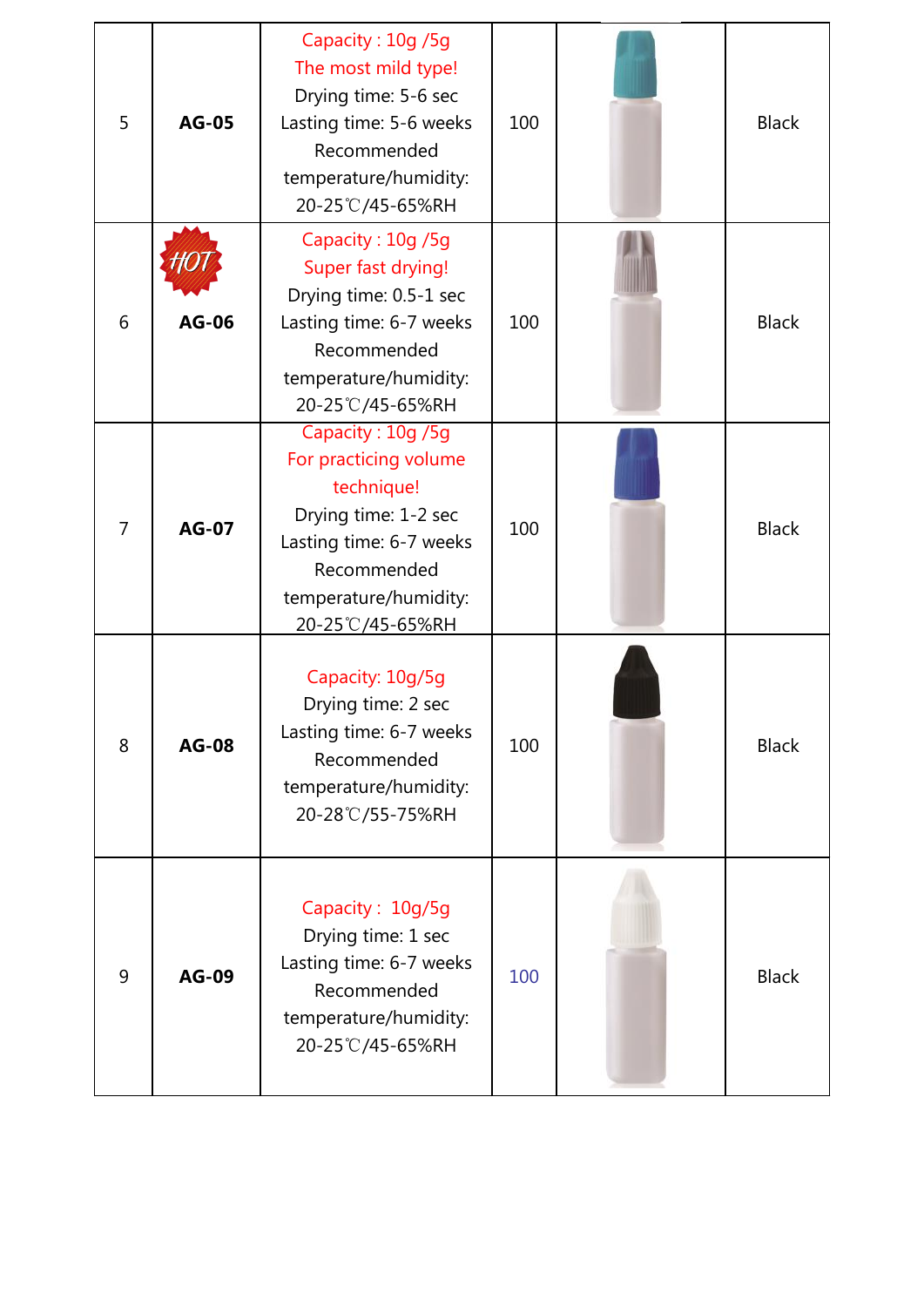| 5 | **AG-05** | Capacity : 10g /5g<br>The most mild type!<br>Drying time: 5-6 sec<br>Lasting time: 5-6 weeks<br>Recommended temperature/humidity: 20-25℃/45-65%RH | 100 | | Black |
|---|---|---|---|---|---|
| 6 | HOT **AG-06** | Capacity : 10g /5g<br>Super fast drying!<br>Drying time: 0.5-1 sec<br>Lasting time: 6-7 weeks<br>Recommended temperature/humidity: 20-25℃/45-65%RH | 100 | | Black |
| 7 | **AG-07** | Capacity : 10g /5g<br>For practicing volume technique!<br>Drying time: 1-2 sec<br>Lasting time: 6-7 weeks<br>Recommended temperature/humidity: 20-25℃/45-65%RH | 100 | | Black |
| 8 | **AG-08** | Capacity: 10g/5g<br>Drying time: 2 sec<br>Lasting time: 6-7 weeks<br>Recommended temperature/humidity: 20-28℃/55-75%RH | 100 | | Black |
| 9 | **AG-09** | Capacity : 10g/5g<br>Drying time: 1 sec<br>Lasting time: 6-7 weeks<br>Recommended temperature/humidity: 20-25℃/45-65%RH | 100 | | Black |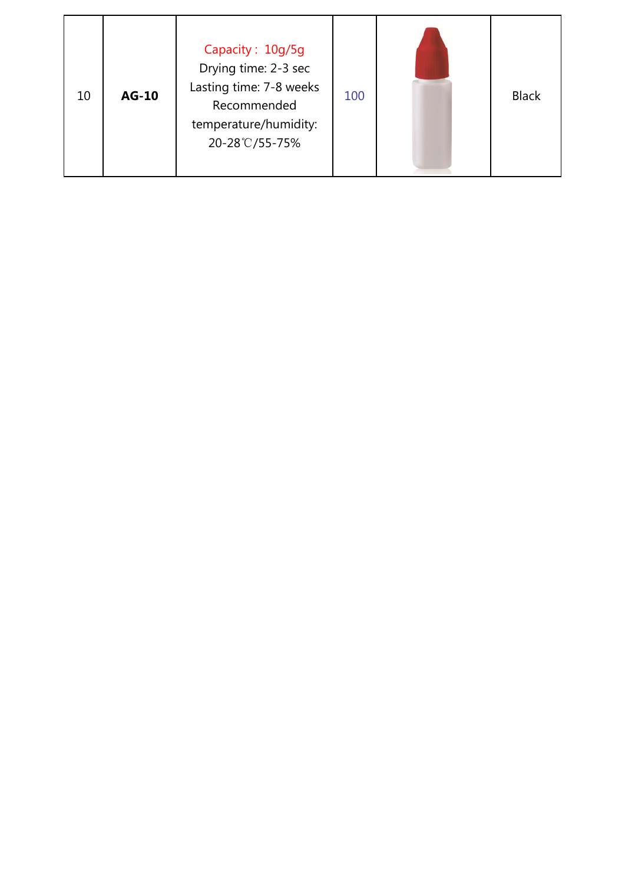| 10 | **AG-10** | Capacity： 10g/5g<br>Drying time: 2-3 sec<br>Lasting time: 7-8 weeks<br>Recommended temperature/humidity: 20-28℃/55-75% | 100 | | Black |
|---|---|---|---|---|---|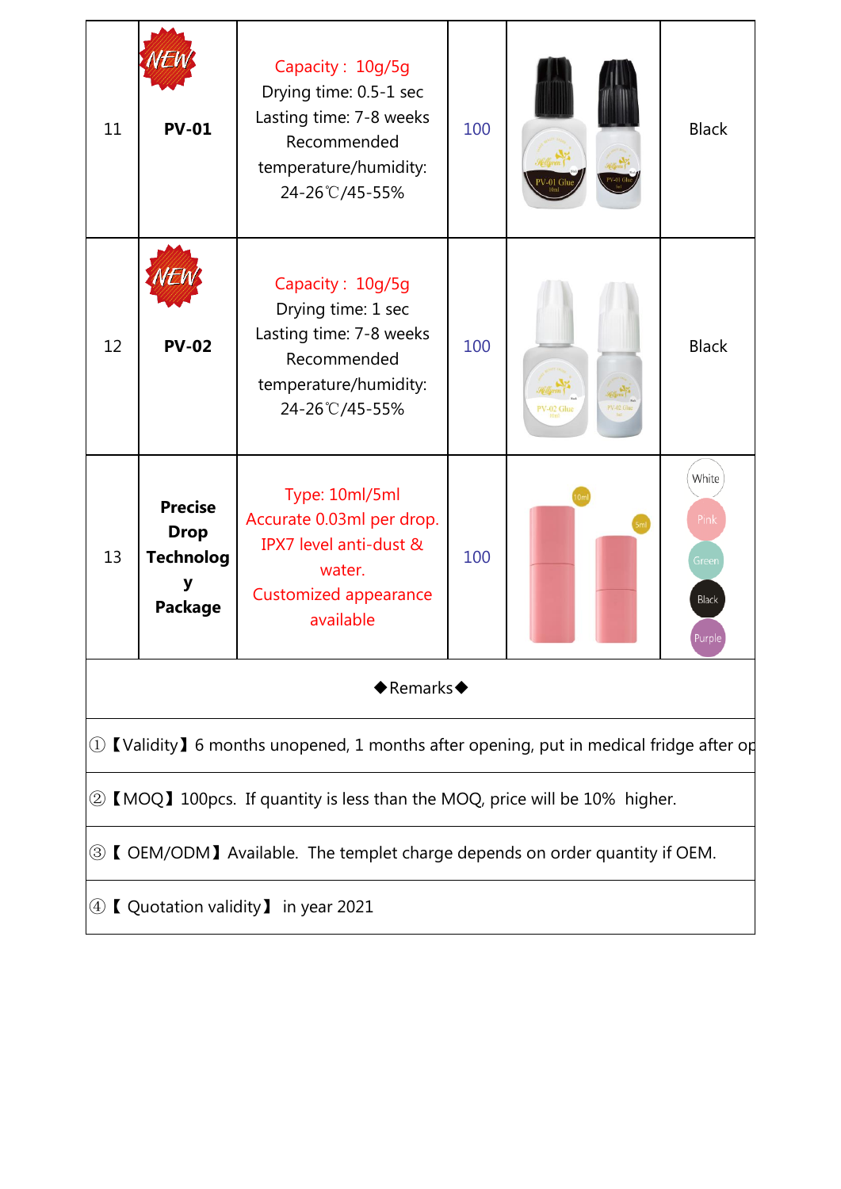| | | | | | |
|---|---|---|---|---|---|
| 11 | NEW **PV-01** | Capacity：10g/5g<br>Drying time: 0.5-1 sec<br>Lasting time: 7-8 weeks<br>Recommended temperature/humidity: 24-26℃/45-55% | 100 | | Black |
| 12 | NEW **PV-02** | Capacity：10g/5g<br>Drying time: 1 sec<br>Lasting time: 7-8 weeks<br>Recommended temperature/humidity: 24-26℃/45-55% | 100 | | Black |
| 13 | **Precise Drop Technology Package** | Type: 10ml/5ml<br>Accurate 0.03ml per drop.<br>IPX7 level anti-dust & water.<br>Customized appearance available | 100 | | White<br>Pink<br>Green<br>Black<br>Purple |

| ◆Remarks◆ |
|---|
| ①【Validity】6 months unopened, 1 months after opening, put in medical fridge after op |
| ②【MOQ】100pcs. If quantity is less than the MOQ, price will be 10% higher. |
| ③【 OEM/ODM】Available. The templet charge depends on order quantity if OEM. |
| ④【 Quotation validity】 in year 2021 |